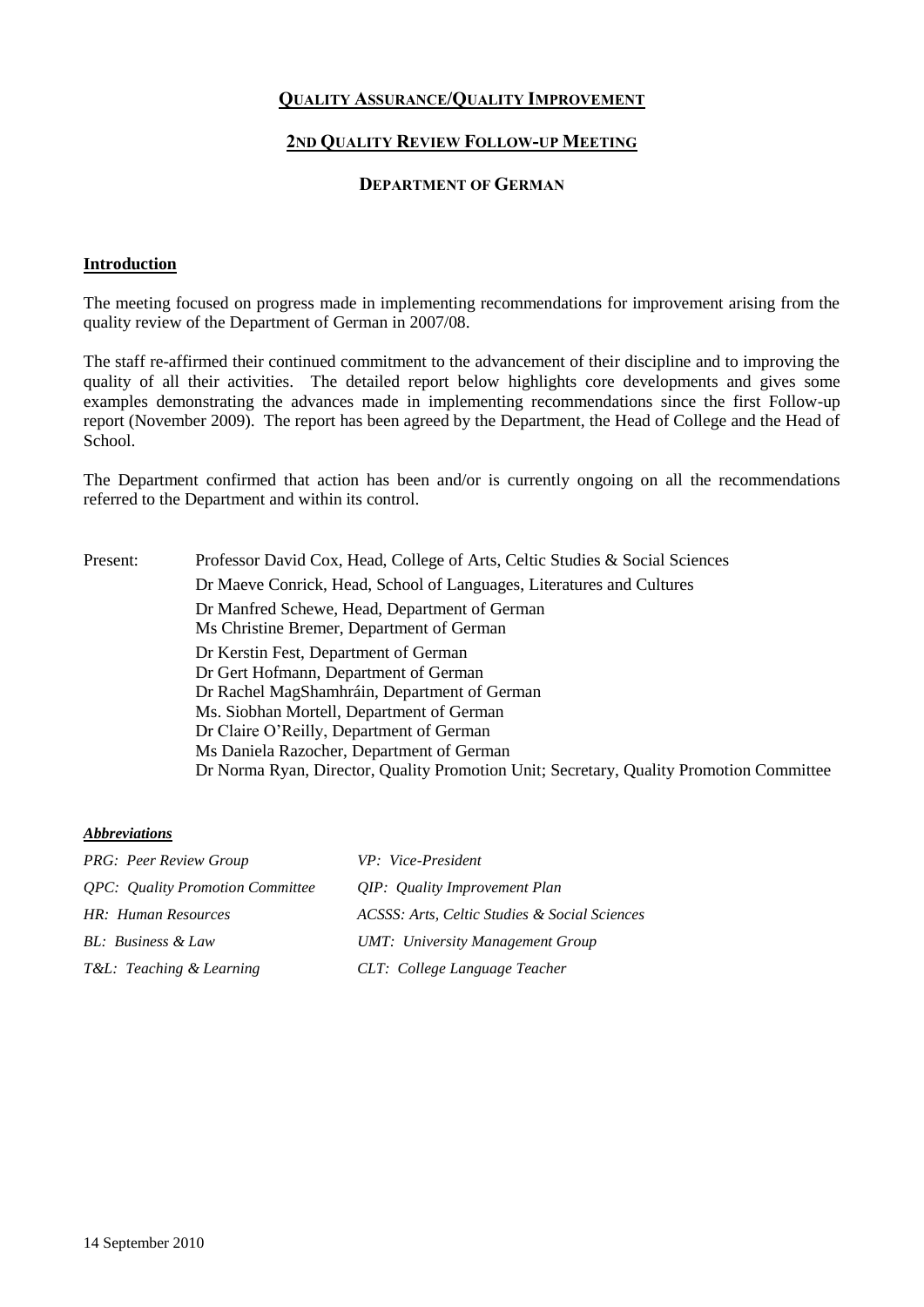# QUALITY ASSURANCE/QUALITY IMPROVEMENT

## 2ND QUALITY REVIEW FOLLOW-UP MEETING

## DEPARTMENT OF GERMAN

### Introduction

The meeting focused on progress made in implementing recommendations for improvement arising from the quality review of the Department of German in 2007/08.

The staff re-affirmed their continued commitment to the advancement of their discipline and to improving the quality of all their activities. The detailed report below highlights core developments and gives some examples demonstrating the advances made in implementing recommendations since the first Follow-up report (November 2009). The report has been agreed by the Department, the Head of College and the Head of School.

The Department confirmed that action has been and/or is currently ongoing on all the recommendations referred to the Department and within its control.

Present:

- Professor David Cox, Head, College of Arts, Celtic Studies & Social Sciences
- Dr Maeve Conrick, Head, School of Languages, Literatures and Cultures
- Dr Manfred Schewe, Head, Department of German
- Ms Christine Bremer, Department of German
- Dr Kerstin Fest, Department of German
- Dr Gert Hofmann, Department of German
- Dr Rachel MagShamhráin, Department of German
- Ms. Siobhan Mortell, Department of German
- Dr Claire O'Reilly, Department of German
- Ms Daniela Razocher, Department of German
- Dr Norma Ryan, Director, Quality Promotion Unit; Secretary, Quality Promotion Committee

***Abbreviations***

| | |
|---|---|
| *PRG: Peer Review Group* | *VP: Vice-President* |
| *QPC: Quality Promotion Committee* | *QIP: Quality Improvement Plan* |
| *HR: Human Resources* | *ACSSS: Arts, Celtic Studies & Social Sciences* |
| *BL: Business & Law* | *UMT: University Management Group* |
| *T&L: Teaching & Learning* | *CLT: College Language Teacher* |

14 September 2010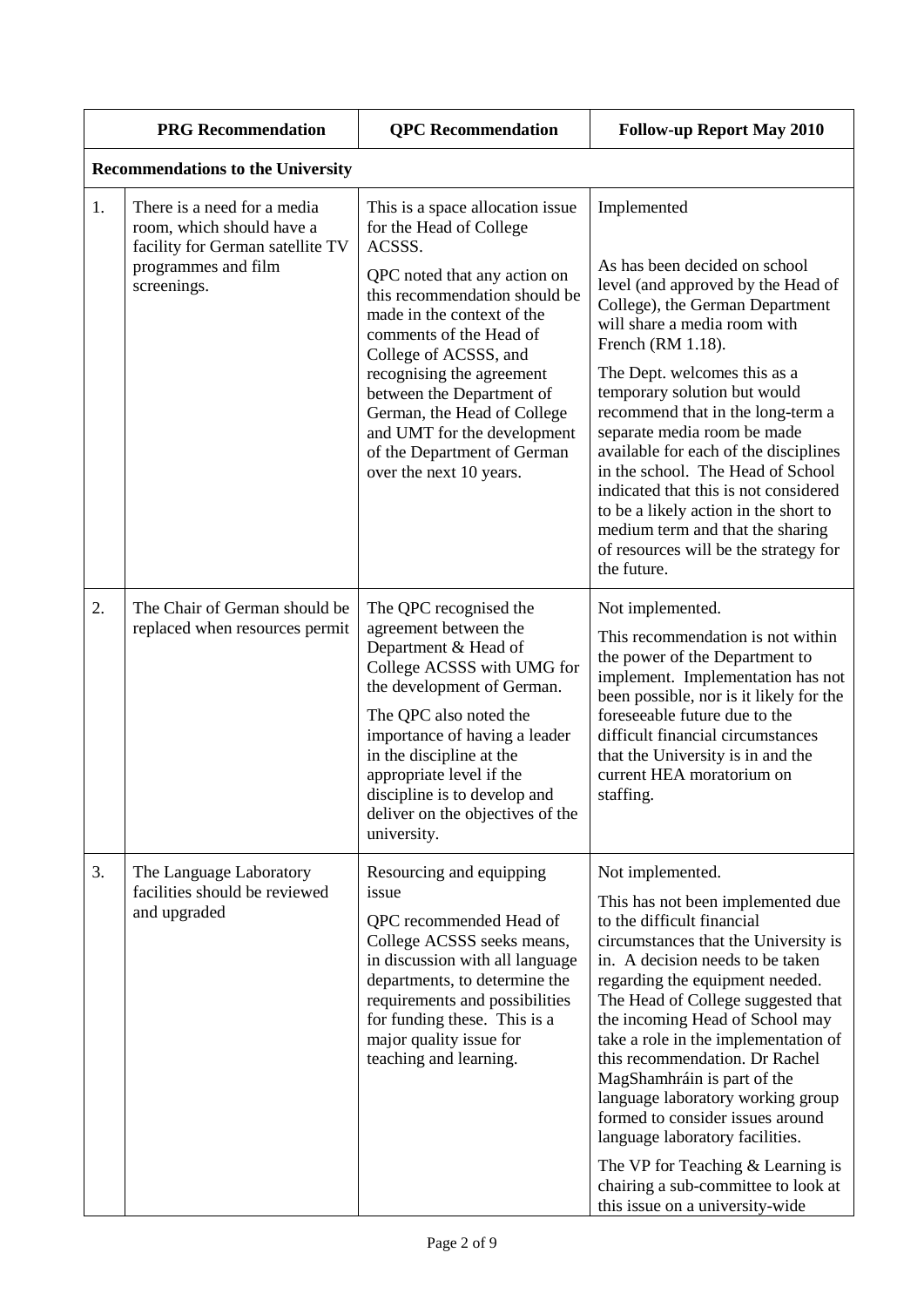| | PRG Recommendation | QPC Recommendation | Follow-up Report May 2010 |
|---|---|---|---|
| **Recommendations to the University** | | | |
| 1. | There is a need for a media room, which should have a facility for German satellite TV programmes and film screenings. | This is a space allocation issue for the Head of College ACSSS.<br><br>QPC noted that any action on this recommendation should be made in the context of the comments of the Head of College of ACSSS, and recognising the agreement between the Department of German, the Head of College and UMT for the development of the Department of German over the next 10 years. | Implemented<br><br>As has been decided on school level (and approved by the Head of College), the German Department will share a media room with French (RM 1.18).<br><br>The Dept. welcomes this as a temporary solution but would recommend that in the long-term a separate media room be made available for each of the disciplines in the school. The Head of School indicated that this is not considered to be a likely action in the short to medium term and that the sharing of resources will be the strategy for the future. |
| 2. | The Chair of German should be replaced when resources permit | The QPC recognised the agreement between the Department & Head of College ACSSS with UMG for the development of German.<br><br>The QPC also noted the importance of having a leader in the discipline at the appropriate level if the discipline is to develop and deliver on the objectives of the university. | Not implemented.<br><br>This recommendation is not within the power of the Department to implement. Implementation has not been possible, nor is it likely for the foreseeable future due to the difficult financial circumstances that the University is in and the current HEA moratorium on staffing. |
| 3. | The Language Laboratory facilities should be reviewed and upgraded | Resourcing and equipping issue<br><br>QPC recommended Head of College ACSSS seeks means, in discussion with all language departments, to determine the requirements and possibilities for funding these. This is a major quality issue for teaching and learning. | Not implemented.<br><br>This has not been implemented due to the difficult financial circumstances that the University is in. A decision needs to be taken regarding the equipment needed. The Head of College suggested that the incoming Head of School may take a role in the implementation of this recommendation. Dr Rachel MagShamhráin is part of the language laboratory working group formed to consider issues around language laboratory facilities.<br><br>The VP for Teaching & Learning is chairing a sub-committee to look at this issue on a university-wide |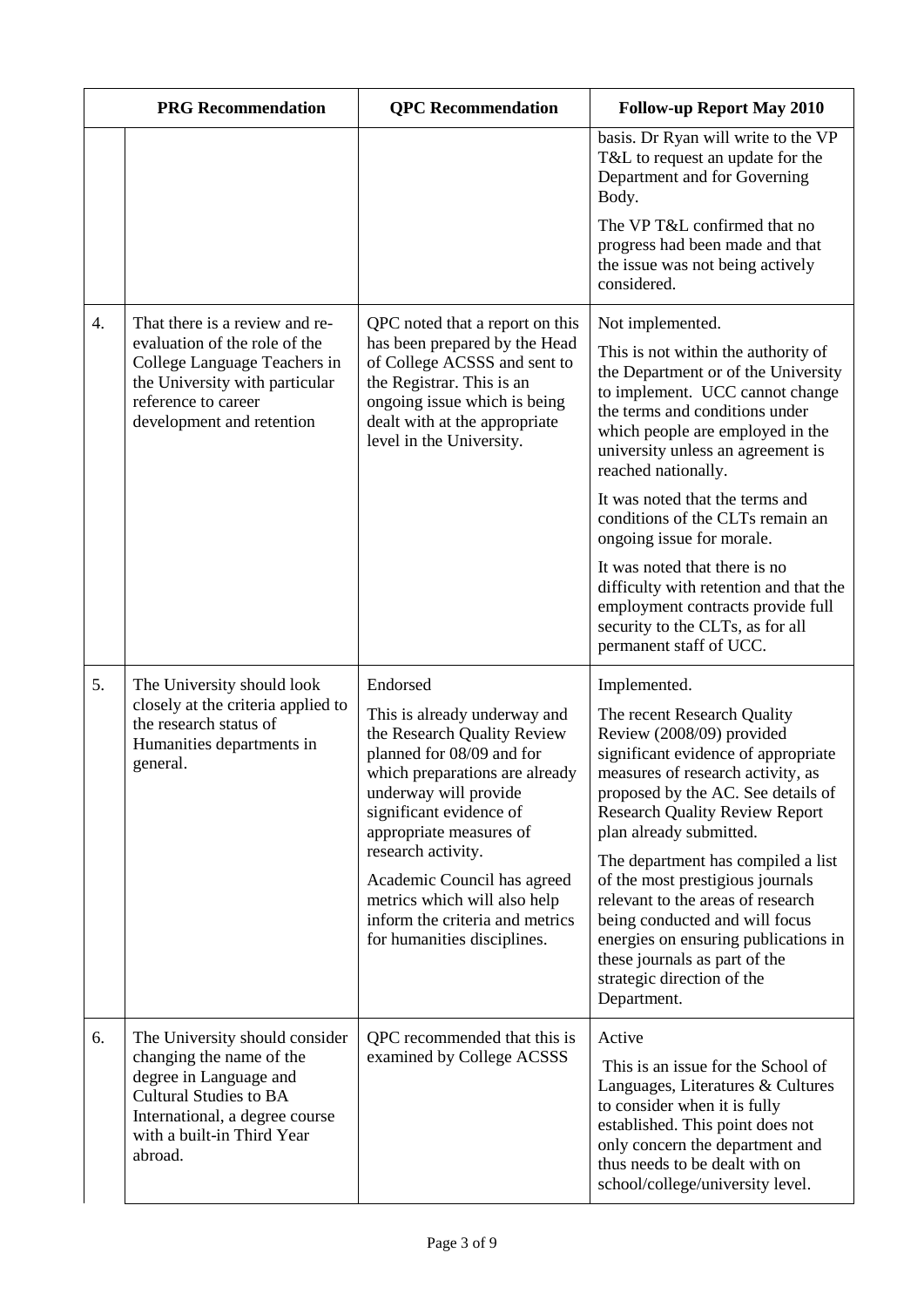| | PRG Recommendation | QPC Recommendation | Follow-up Report May 2010 |
|---|---|---|---|
| | | | basis. Dr Ryan will write to the VP T&L to request an update for the Department and for Governing Body.<br><br>The VP T&L confirmed that no progress had been made and that the issue was not being actively considered. |
| 4. | That there is a review and re-evaluation of the role of the College Language Teachers in the University with particular reference to career development and retention | QPC noted that a report on this has been prepared by the Head of College ACSSS and sent to the Registrar. This is an ongoing issue which is being dealt with at the appropriate level in the University. | Not implemented.<br><br>This is not within the authority of the Department or of the University to implement. UCC cannot change the terms and conditions under which people are employed in the university unless an agreement is reached nationally.<br><br>It was noted that the terms and conditions of the CLTs remain an ongoing issue for morale.<br><br>It was noted that there is no difficulty with retention and that the employment contracts provide full security to the CLTs, as for all permanent staff of UCC. |
| 5. | The University should look closely at the criteria applied to the research status of Humanities departments in general. | Endorsed<br><br>This is already underway and the Research Quality Review planned for 08/09 and for which preparations are already underway will provide significant evidence of appropriate measures of research activity.<br><br>Academic Council has agreed metrics which will also help inform the criteria and metrics for humanities disciplines. | Implemented.<br><br>The recent Research Quality Review (2008/09) provided significant evidence of appropriate measures of research activity, as proposed by the AC. See details of Research Quality Review Report plan already submitted.<br><br>The department has compiled a list of the most prestigious journals relevant to the areas of research being conducted and will focus energies on ensuring publications in these journals as part of the strategic direction of the Department. |
| 6. | The University should consider changing the name of the degree in Language and Cultural Studies to BA International, a degree course with a built-in Third Year abroad. | QPC recommended that this is examined by College ACSSS | Active<br><br>This is an issue for the School of Languages, Literatures & Cultures to consider when it is fully established. This point does not only concern the department and thus needs to be dealt with on school/college/university level. |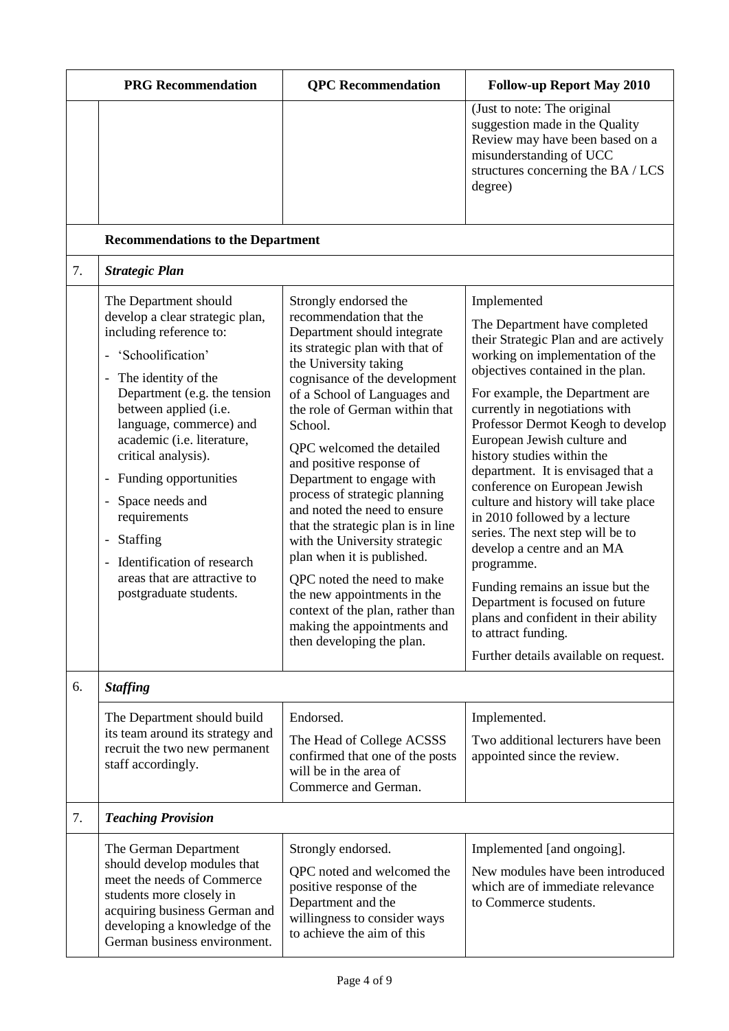| | PRG Recommendation | QPC Recommendation | Follow-up Report May 2010 |
|---|---|---|---|
| | | | (Just to note: The original suggestion made in the Quality Review may have been based on a misunderstanding of UCC structures concerning the BA / LCS degree) |
| | **Recommendations to the Department** | | |
| 7. | ***Strategic Plan*** | | |
| | The Department should develop a clear strategic plan, including reference to:<br>- 'Schoolification'<br>- The identity of the Department (e.g. the tension between applied (i.e. language, commerce) and academic (i.e. literature, critical analysis).<br>- Funding opportunities<br>- Space needs and requirements<br>- Staffing<br>- Identification of research areas that are attractive to postgraduate students. | Strongly endorsed the recommendation that the Department should integrate its strategic plan with that of the University taking cognisance of the development of a School of Languages and the role of German within that School.<br><br>QPC welcomed the detailed and positive response of Department to engage with process of strategic planning and noted the need to ensure that the strategic plan is in line with the University strategic plan when it is published.<br><br>QPC noted the need to make the new appointments in the context of the plan, rather than making the appointments and then developing the plan. | Implemented<br><br>The Department have completed their Strategic Plan and are actively working on implementation of the objectives contained in the plan.<br><br>For example, the Department are currently in negotiations with Professor Dermot Keogh to develop European Jewish culture and history studies within the department. It is envisaged that a conference on European Jewish culture and history will take place in 2010 followed by a lecture series. The next step will be to develop a centre and an MA programme.<br><br>Funding remains an issue but the Department is focused on future plans and confident in their ability to attract funding.<br><br>Further details available on request. |
| 6. | ***Staffing*** | | |
| | The Department should build its team around its strategy and recruit the two new permanent staff accordingly. | Endorsed.<br><br>The Head of College ACSSS confirmed that one of the posts will be in the area of Commerce and German. | Implemented.<br><br>Two additional lecturers have been appointed since the review. |
| 7. | ***Teaching Provision*** | | |
| | The German Department should develop modules that meet the needs of Commerce students more closely in acquiring business German and developing a knowledge of the German business environment. | Strongly endorsed.<br><br>QPC noted and welcomed the positive response of the Department and the willingness to consider ways to achieve the aim of this | Implemented [and ongoing].<br><br>New modules have been introduced which are of immediate relevance to Commerce students. |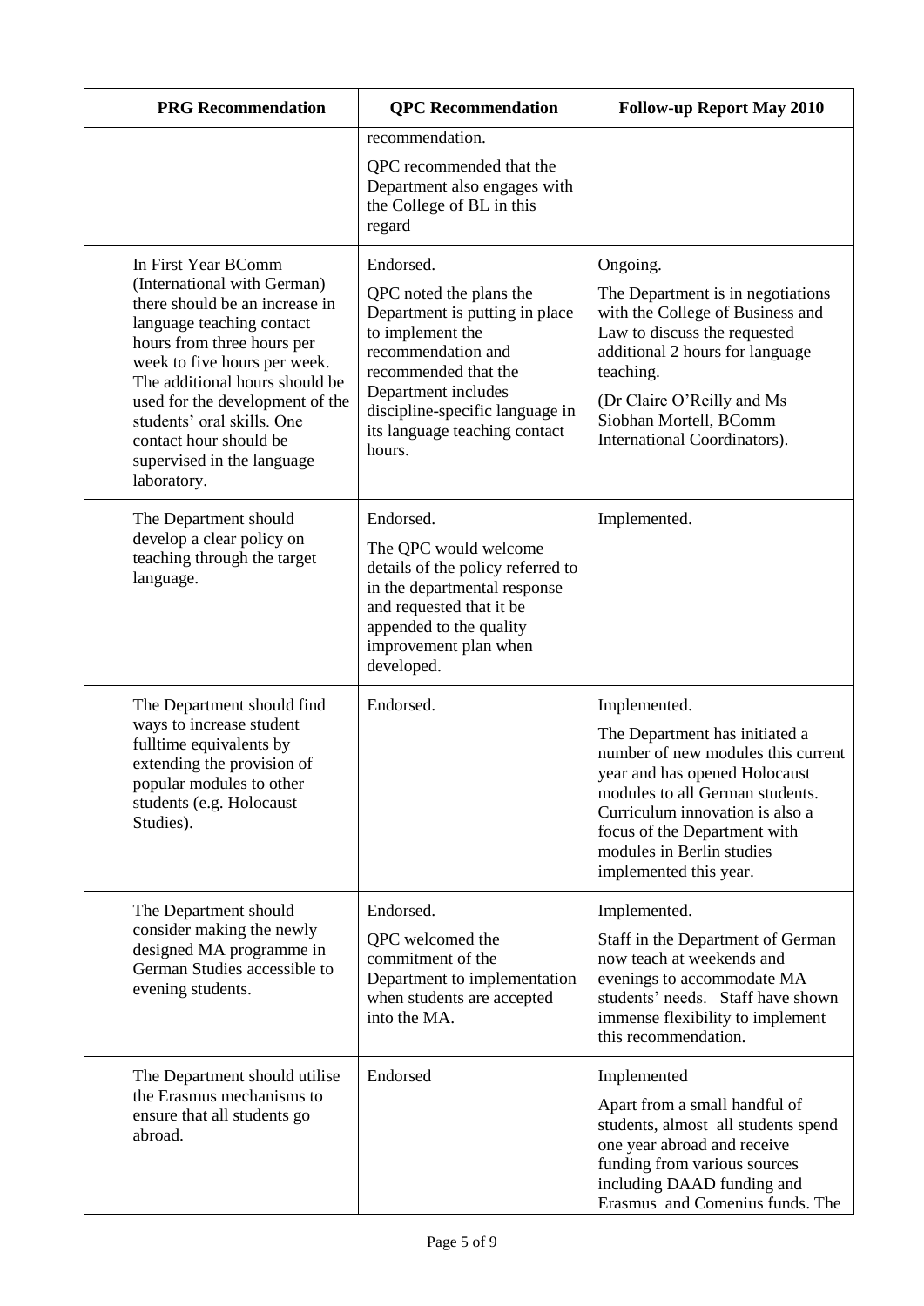| | PRG Recommendation | QPC Recommendation | Follow-up Report May 2010 |
|---|---|---|---|
| | | recommendation.<br><br>QPC recommended that the Department also engages with the College of BL in this regard | |
| | In First Year BComm (International with German) there should be an increase in language teaching contact hours from three hours per week to five hours per week. The additional hours should be used for the development of the students' oral skills. One contact hour should be supervised in the language laboratory. | Endorsed.<br><br>QPC noted the plans the Department is putting in place to implement the recommendation and recommended that the Department includes discipline-specific language in its language teaching contact hours. | Ongoing.<br><br>The Department is in negotiations with the College of Business and Law to discuss the requested additional 2 hours for language teaching.<br><br>(Dr Claire O'Reilly and Ms Siobhan Mortell, BComm International Coordinators). |
| | The Department should develop a clear policy on teaching through the target language. | Endorsed.<br><br>The QPC would welcome details of the policy referred to in the departmental response and requested that it be appended to the quality improvement plan when developed. | Implemented. |
| | The Department should find ways to increase student fulltime equivalents by extending the provision of popular modules to other students (e.g. Holocaust Studies). | Endorsed. | Implemented.<br><br>The Department has initiated a number of new modules this current year and has opened Holocaust modules to all German students. Curriculum innovation is also a focus of the Department with modules in Berlin studies implemented this year. |
| | The Department should consider making the newly designed MA programme in German Studies accessible to evening students. | Endorsed.<br><br>QPC welcomed the commitment of the Department to implementation when students are accepted into the MA. | Implemented.<br><br>Staff in the Department of German now teach at weekends and evenings to accommodate MA students' needs. Staff have shown immense flexibility to implement this recommendation. |
| | The Department should utilise the Erasmus mechanisms to ensure that all students go abroad. | Endorsed | Implemented<br><br>Apart from a small handful of students, almost all students spend one year abroad and receive funding from various sources including DAAD funding and Erasmus and Comenius funds. The |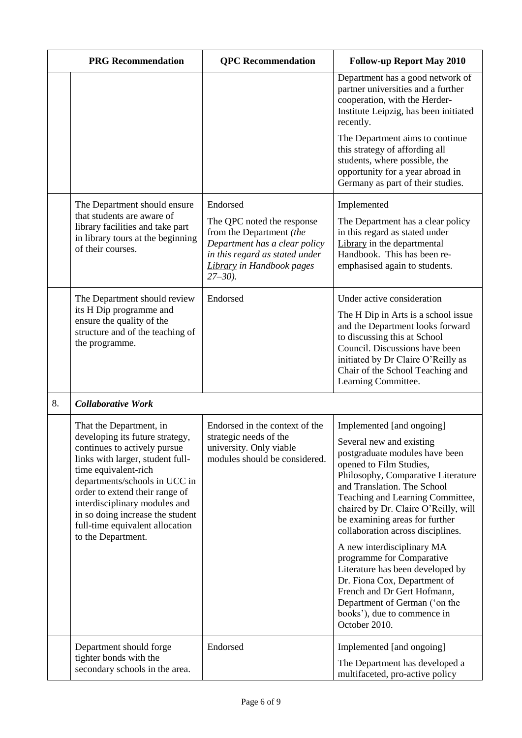| | PRG Recommendation | QPC Recommendation | Follow-up Report May 2010 |
|---|---|---|---|
| | | | Department has a good network of partner universities and a further cooperation, with the Herder-Institute Leipzig, has been initiated recently.<br><br>The Department aims to continue this strategy of affording all students, where possible, the opportunity for a year abroad in Germany as part of their studies. |
| | The Department should ensure that students are aware of library facilities and take part in library tours at the beginning of their courses. | Endorsed<br><br>The QPC noted the response from the Department *(the Department has a clear policy in this regard as stated under <u>Library</u> in Handbook pages 27–30).* | Implemented<br><br>The Department has a clear policy in this regard as stated under <u>Library</u> in the departmental Handbook. This has been re-emphasised again to students. |
| | The Department should review its H Dip programme and ensure the quality of the structure and of the teaching of the programme. | Endorsed | Under active consideration<br><br>The H Dip in Arts is a school issue and the Department looks forward to discussing this at School Council. Discussions have been initiated by Dr Claire O'Reilly as Chair of the School Teaching and Learning Committee. |
| 8. | ***Collaborative Work*** | | |
| | That the Department, in developing its future strategy, continues to actively pursue links with larger, student full-time equivalent-rich departments/schools in UCC in order to extend their range of interdisciplinary modules and in so doing increase the student full-time equivalent allocation to the Department. | Endorsed in the context of the strategic needs of the university. Only viable modules should be considered. | Implemented [and ongoing]<br><br>Several new and existing postgraduate modules have been opened to Film Studies, Philosophy, Comparative Literature and Translation. The School Teaching and Learning Committee, chaired by Dr. Claire O'Reilly, will be examining areas for further collaboration across disciplines.<br><br>A new interdisciplinary MA programme for Comparative Literature has been developed by Dr. Fiona Cox, Department of French and Dr Gert Hofmann, Department of German ('on the books'), due to commence in October 2010. |
| | Department should forge tighter bonds with the secondary schools in the area. | Endorsed | Implemented [and ongoing]<br><br>The Department has developed a multifaceted, pro-active policy |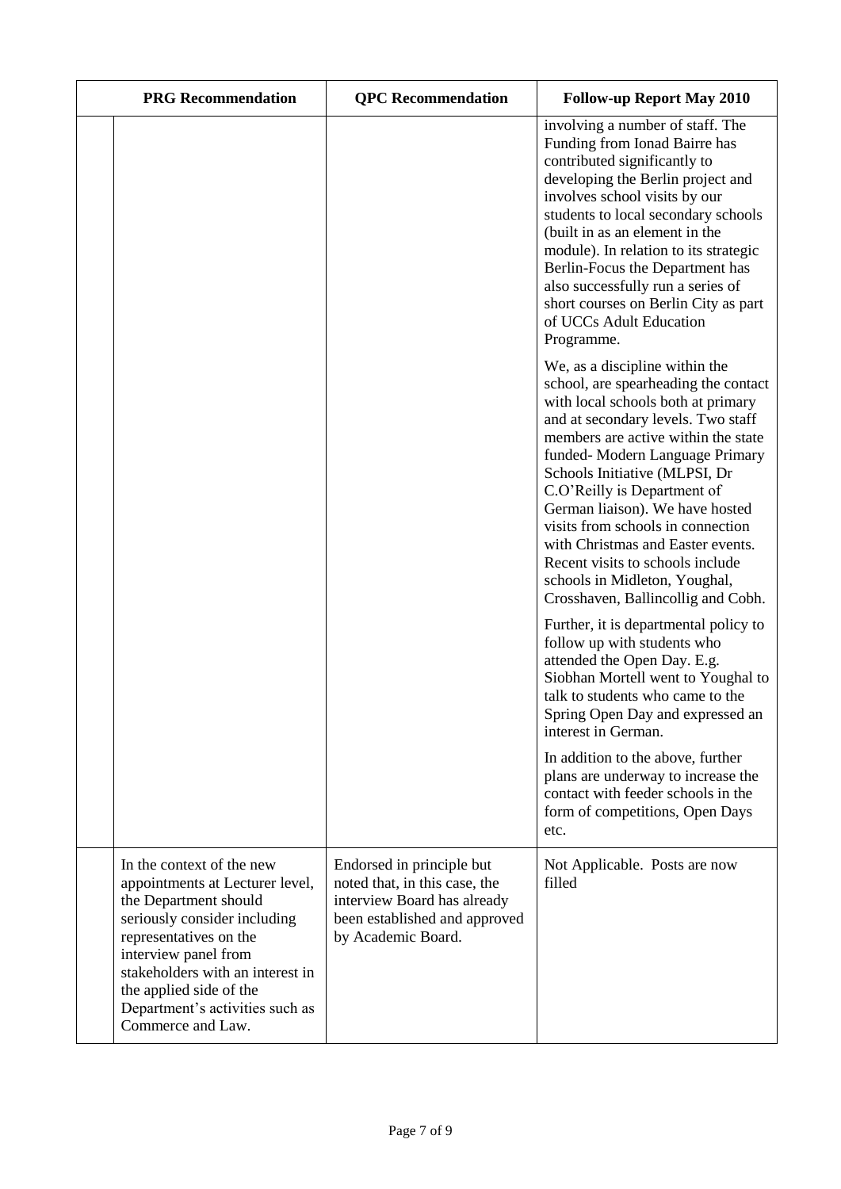| PRG Recommendation | QPC Recommendation | Follow-up Report May 2010 |
|---|---|---|
| | | involving a number of staff. The Funding from Ionad Bairre has contributed significantly to developing the Berlin project and involves school visits by our students to local secondary schools (built in as an element in the module). In relation to its strategic Berlin-Focus the Department has also successfully run a series of short courses on Berlin City as part of UCCs Adult Education Programme.<br><br>We, as a discipline within the school, are spearheading the contact with local schools both at primary and at secondary levels. Two staff members are active within the state funded- Modern Language Primary Schools Initiative (MLPSI, Dr C.O'Reilly is Department of German liaison). We have hosted visits from schools in connection with Christmas and Easter events. Recent visits to schools include schools in Midleton, Youghal, Crosshaven, Ballincollig and Cobh.<br><br>Further, it is departmental policy to follow up with students who attended the Open Day. E.g. Siobhan Mortell went to Youghal to talk to students who came to the Spring Open Day and expressed an interest in German.<br><br>In addition to the above, further plans are underway to increase the contact with feeder schools in the form of competitions, Open Days etc. |
| In the context of the new appointments at Lecturer level, the Department should seriously consider including representatives on the interview panel from stakeholders with an interest in the applied side of the Department's activities such as Commerce and Law. | Endorsed in principle but noted that, in this case, the interview Board has already been established and approved by Academic Board. | Not Applicable. Posts are now filled |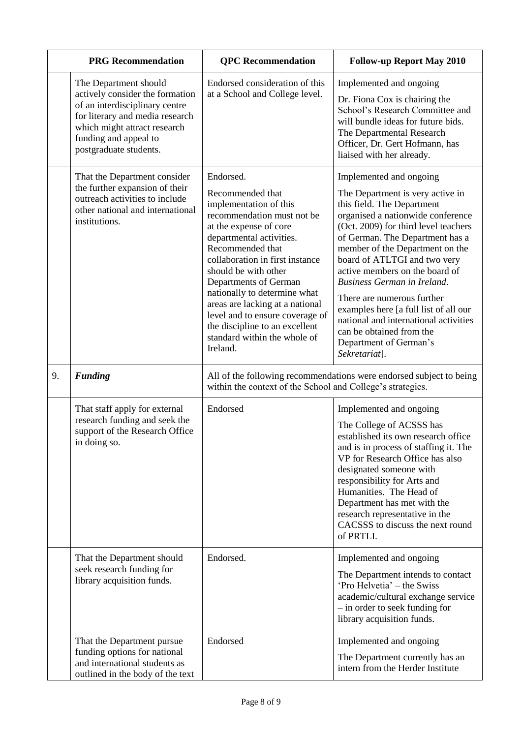| | PRG Recommendation | QPC Recommendation | Follow-up Report May 2010 |
|---|---|---|---|
| | The Department should actively consider the formation of an interdisciplinary centre for literary and media research which might attract research funding and appeal to postgraduate students. | Endorsed consideration of this at a School and College level. | Implemented and ongoing<br>Dr. Fiona Cox is chairing the School's Research Committee and will bundle ideas for future bids. The Departmental Research Officer, Dr. Gert Hofmann, has liaised with her already. |
| | That the Department consider the further expansion of their outreach activities to include other national and international institutions. | Endorsed.<br>Recommended that implementation of this recommendation must not be at the expense of core departmental activities. Recommended that collaboration in first instance should be with other Departments of German nationally to determine what areas are lacking at a national level and to ensure coverage of the discipline to an excellent standard within the whole of Ireland. | Implemented and ongoing<br>The Department is very active in this field. The Department organised a nationwide conference (Oct. 2009) for third level teachers of German. The Department has a member of the Department on the board of ATLTGI and two very active members on the board of *Business German in Ireland*.<br>There are numerous further examples here [a full list of all our national and international activities can be obtained from the Department of German's *Sekretariat*]. |
| 9. | ***Funding*** | All of the following recommendations were endorsed subject to being within the context of the School and College's strategies. | |
| | That staff apply for external research funding and seek the support of the Research Office in doing so. | Endorsed | Implemented and ongoing<br>The College of ACSSS has established its own research office and is in process of staffing it. The VP for Research Office has also designated someone with responsibility for Arts and Humanities. The Head of Department has met with the research representative in the CACSSS to discuss the next round of PRTLI. |
| | That the Department should seek research funding for library acquisition funds. | Endorsed. | Implemented and ongoing<br>The Department intends to contact 'Pro Helvetia' – the Swiss academic/cultural exchange service – in order to seek funding for library acquisition funds. |
| | That the Department pursue funding options for national and international students as outlined in the body of the text | Endorsed | Implemented and ongoing<br>The Department currently has an intern from the Herder Institute |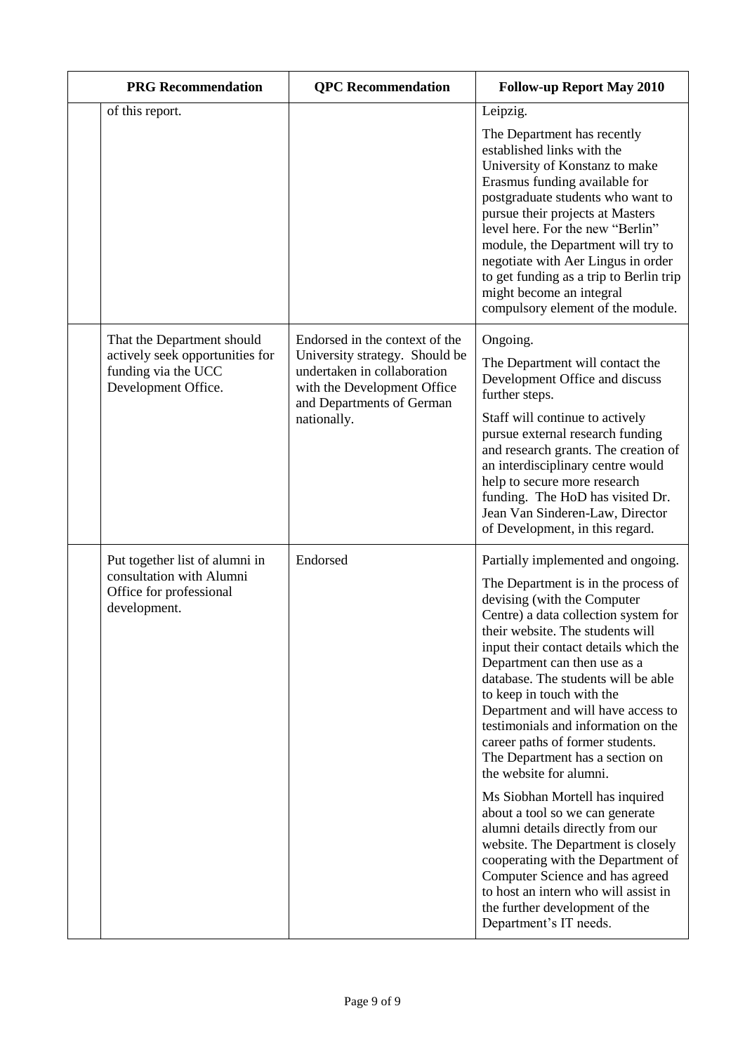| | PRG Recommendation | QPC Recommendation | Follow-up Report May 2010 |
|---|---|---|---|
| | of this report. | | Leipzig.<br><br>The Department has recently established links with the University of Konstanz to make Erasmus funding available for postgraduate students who want to pursue their projects at Masters level here. For the new "Berlin" module, the Department will try to negotiate with Aer Lingus in order to get funding as a trip to Berlin trip might become an integral compulsory element of the module. |
| | That the Department should actively seek opportunities for funding via the UCC Development Office. | Endorsed in the context of the University strategy. Should be undertaken in collaboration with the Development Office and Departments of German nationally. | Ongoing.<br><br>The Department will contact the Development Office and discuss further steps.<br><br>Staff will continue to actively pursue external research funding and research grants. The creation of an interdisciplinary centre would help to secure more research funding. The HoD has visited Dr. Jean Van Sinderen-Law, Director of Development, in this regard. |
| | Put together list of alumni in consultation with Alumni Office for professional development. | Endorsed | Partially implemented and ongoing.<br><br>The Department is in the process of devising (with the Computer Centre) a data collection system for their website. The students will input their contact details which the Department can then use as a database. The students will be able to keep in touch with the Department and will have access to testimonials and information on the career paths of former students. The Department has a section on the website for alumni.<br><br>Ms Siobhan Mortell has inquired about a tool so we can generate alumni details directly from our website. The Department is closely cooperating with the Department of Computer Science and has agreed to host an intern who will assist in the further development of the Department's IT needs. |